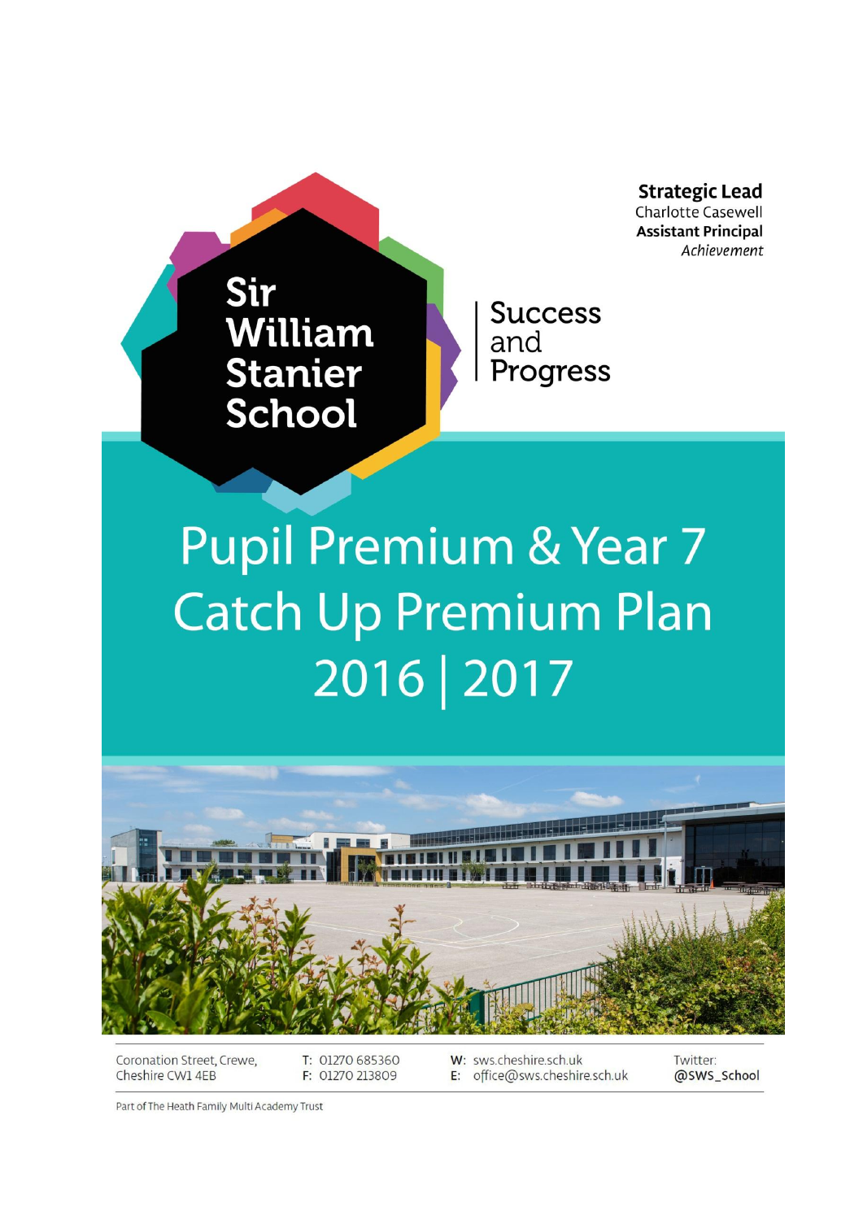**Strategic Lead**
Charlotte Casewell
**Assistant Principal**
*Achievement*

Sir William Stanier School

Success and Progress

# Pupil Premium & Year 7 Catch Up Premium Plan 2016 | 2017

Coronation Street, Crewe, Cheshire CW1 4EB

T: 01270 685360
F: 01270 213809

W: sws.cheshire.sch.uk
E: office@sws.cheshire.sch.uk

Twitter: @SWS_School

Part of The Heath Family Multi Academy Trust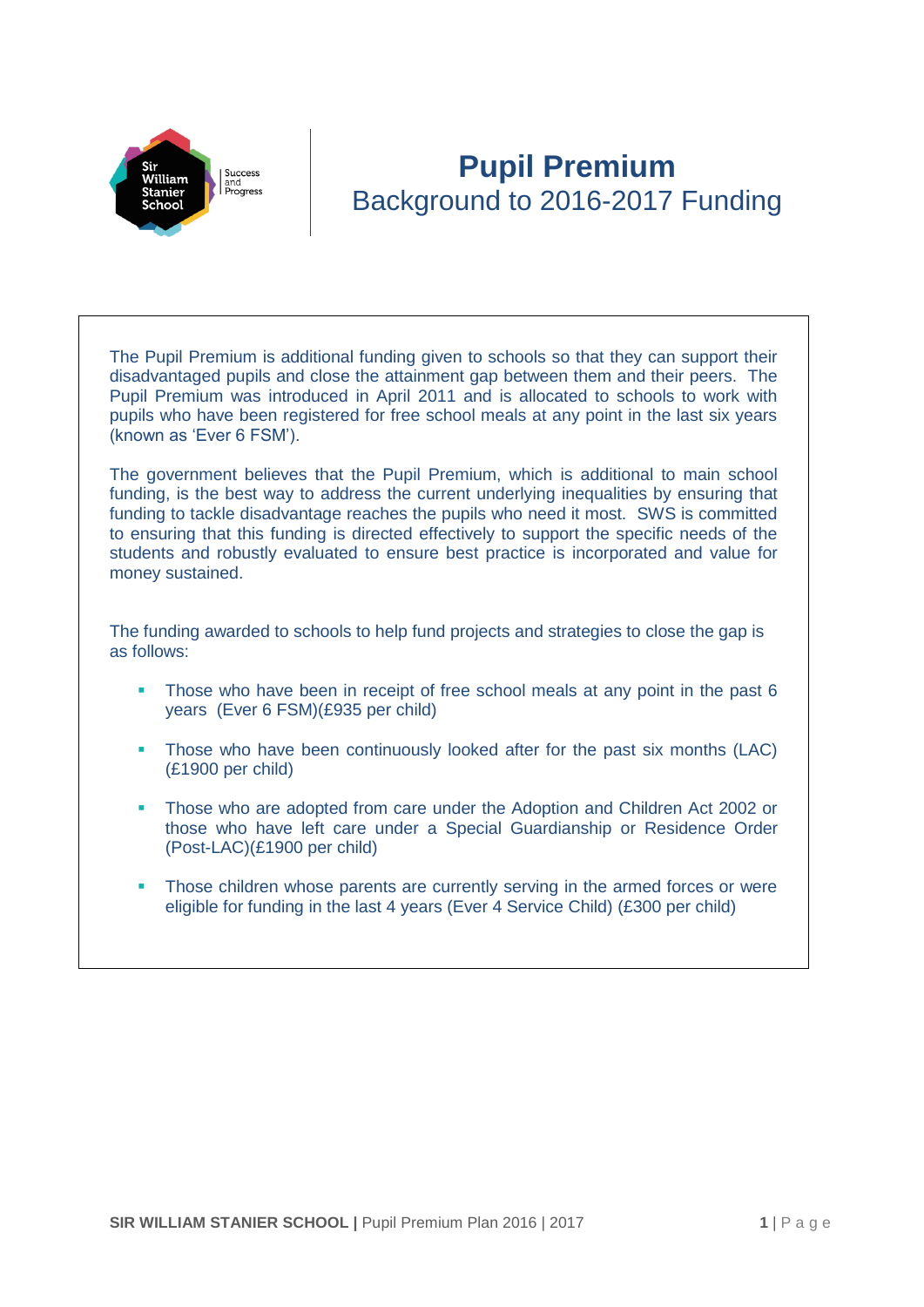# Pupil Premium

## Background to 2016-2017 Funding

The Pupil Premium is additional funding given to schools so that they can support their disadvantaged pupils and close the attainment gap between them and their peers. The Pupil Premium was introduced in April 2011 and is allocated to schools to work with pupils who have been registered for free school meals at any point in the last six years (known as 'Ever 6 FSM').

The government believes that the Pupil Premium, which is additional to main school funding, is the best way to address the current underlying inequalities by ensuring that funding to tackle disadvantage reaches the pupils who need it most. SWS is committed to ensuring that this funding is directed effectively to support the specific needs of the students and robustly evaluated to ensure best practice is incorporated and value for money sustained.

The funding awarded to schools to help fund projects and strategies to close the gap is as follows:

- Those who have been in receipt of free school meals at any point in the past 6 years (Ever 6 FSM)(£935 per child)
- Those who have been continuously looked after for the past six months (LAC) (£1900 per child)
- Those who are adopted from care under the Adoption and Children Act 2002 or those who have left care under a Special Guardianship or Residence Order (Post-LAC)(£1900 per child)
- Those children whose parents are currently serving in the armed forces or were eligible for funding in the last 4 years (Ever 4 Service Child) (£300 per child)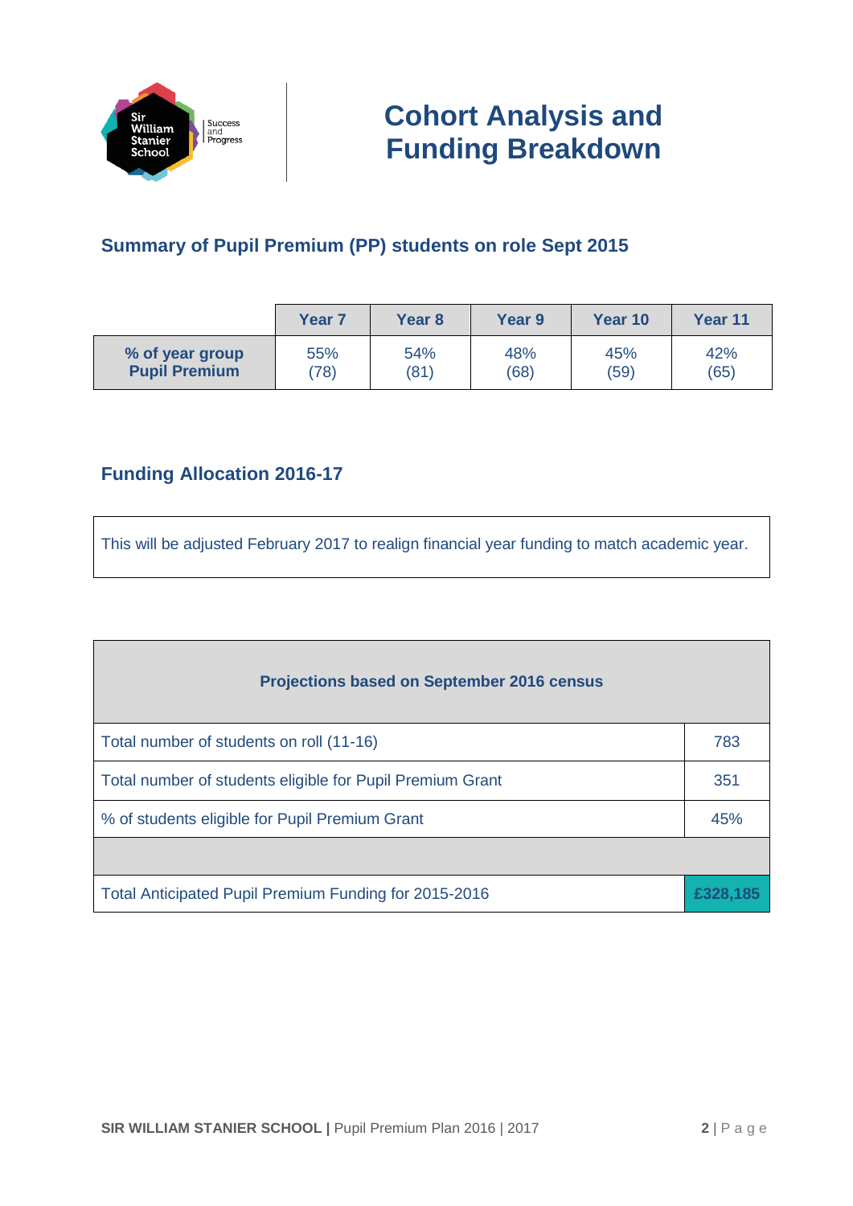# Cohort Analysis and Funding Breakdown

## Summary of Pupil Premium (PP) students on role Sept 2015

| | Year 7 | Year 8 | Year 9 | Year 10 | Year 11 |
|---|---|---|---|---|---|
| **% of year group Pupil Premium** | 55% (78) | 54% (81) | 48% (68) | 45% (59) | 42% (65) |

## Funding Allocation 2016-17

This will be adjusted February 2017 to realign financial year funding to match academic year.

| **Projections based on September 2016 census** | |
|---|---|
| Total number of students on roll (11-16) | 783 |
| Total number of students eligible for Pupil Premium Grant | 351 |
| % of students eligible for Pupil Premium Grant | 45% |
| | |
| Total Anticipated Pupil Premium Funding for 2015-2016 | **£328,185** |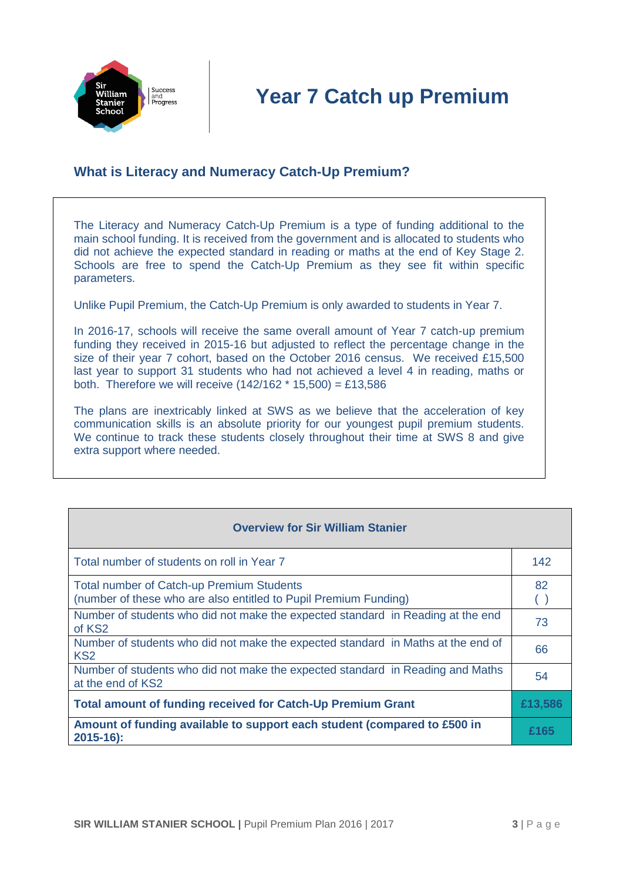# Year 7 Catch up Premium

## What is Literacy and Numeracy Catch-Up Premium?

The Literacy and Numeracy Catch-Up Premium is a type of funding additional to the main school funding. It is received from the government and is allocated to students who did not achieve the expected standard in reading or maths at the end of Key Stage 2. Schools are free to spend the Catch-Up Premium as they see fit within specific parameters.

Unlike Pupil Premium, the Catch-Up Premium is only awarded to students in Year 7.

In 2016-17, schools will receive the same overall amount of Year 7 catch-up premium funding they received in 2015-16 but adjusted to reflect the percentage change in the size of their year 7 cohort, based on the October 2016 census. We received £15,500 last year to support 31 students who had not achieved a level 4 in reading, maths or both. Therefore we will receive (142/162 * 15,500) = £13,586

The plans are inextricably linked at SWS as we believe that the acceleration of key communication skills is an absolute priority for our youngest pupil premium students. We continue to track these students closely throughout their time at SWS 8 and give extra support where needed.

| Overview for Sir William Stanier | |
|---|---|
| Total number of students on roll in Year 7 | 142 |
| Total number of Catch-up Premium Students<br>(number of these who are also entitled to Pupil Premium Funding) | 82<br>( ) |
| Number of students who did not make the expected standard in Reading at the end of KS2 | 73 |
| Number of students who did not make the expected standard in Maths at the end of KS2 | 66 |
| Number of students who did not make the expected standard in Reading and Maths at the end of KS2 | 54 |
| **Total amount of funding received for Catch-Up Premium Grant** | **£13,586** |
| **Amount of funding available to support each student (compared to £500 in 2015-16):** | **£165** |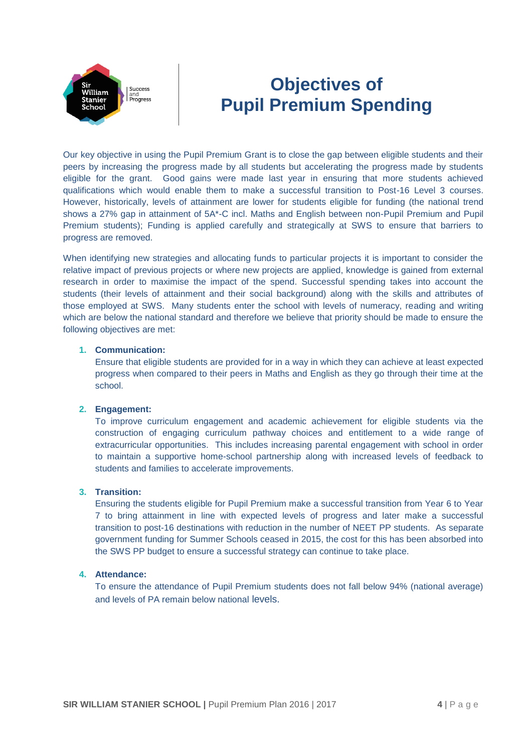# Objectives of Pupil Premium Spending

Our key objective in using the Pupil Premium Grant is to close the gap between eligible students and their peers by increasing the progress made by all students but accelerating the progress made by students eligible for the grant. Good gains were made last year in ensuring that more students achieved qualifications which would enable them to make a successful transition to Post-16 Level 3 courses. However, historically, levels of attainment are lower for students eligible for funding (the national trend shows a 27% gap in attainment of 5A*-C incl. Maths and English between non-Pupil Premium and Pupil Premium students); Funding is applied carefully and strategically at SWS to ensure that barriers to progress are removed.

When identifying new strategies and allocating funds to particular projects it is important to consider the relative impact of previous projects or where new projects are applied, knowledge is gained from external research in order to maximise the impact of the spend. Successful spending takes into account the students (their levels of attainment and their social background) along with the skills and attributes of those employed at SWS. Many students enter the school with levels of numeracy, reading and writing which are below the national standard and therefore we believe that priority should be made to ensure the following objectives are met:

1. **Communication:**
   Ensure that eligible students are provided for in a way in which they can achieve at least expected progress when compared to their peers in Maths and English as they go through their time at the school.

2. **Engagement:**
   To improve curriculum engagement and academic achievement for eligible students via the construction of engaging curriculum pathway choices and entitlement to a wide range of extracurricular opportunities. This includes increasing parental engagement with school in order to maintain a supportive home-school partnership along with increased levels of feedback to students and families to accelerate improvements.

3. **Transition:**
   Ensuring the students eligible for Pupil Premium make a successful transition from Year 6 to Year 7 to bring attainment in line with expected levels of progress and later make a successful transition to post-16 destinations with reduction in the number of NEET PP students. As separate government funding for Summer Schools ceased in 2015, the cost for this has been absorbed into the SWS PP budget to ensure a successful strategy can continue to take place.

4. **Attendance:**
   To ensure the attendance of Pupil Premium students does not fall below 94% (national average) and levels of PA remain below national levels.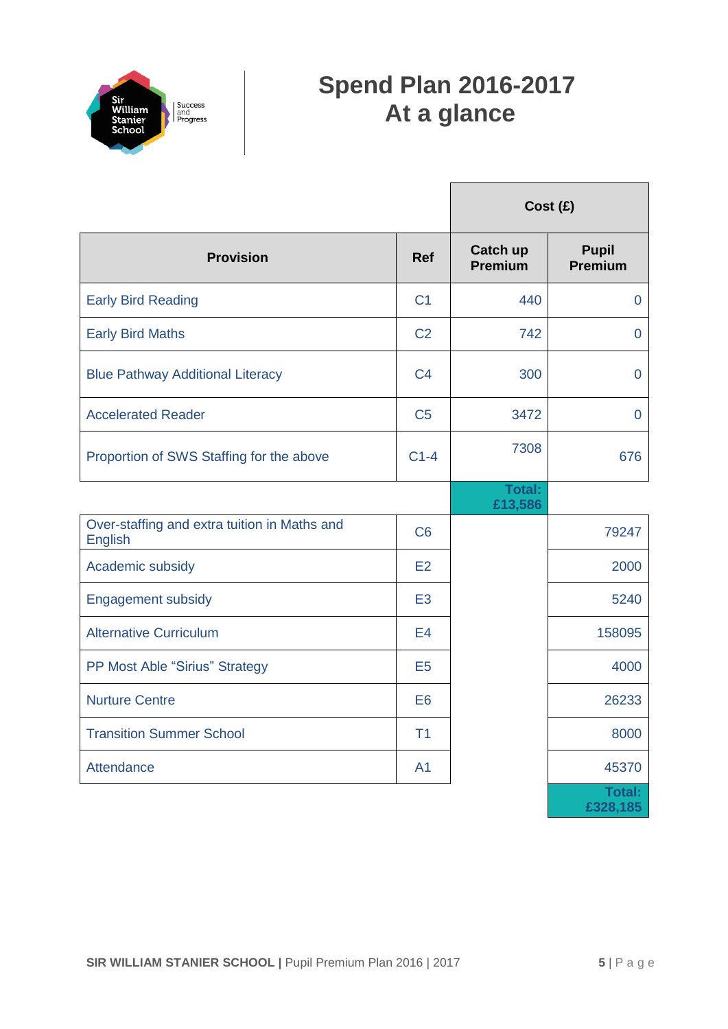# Spend Plan 2016-2017
# At a glance

| Provision | Ref | Cost (£) Catch up Premium | Cost (£) Pupil Premium |
|---|---|---|---|
| Early Bird Reading | C1 | 440 | 0 |
| Early Bird Maths | C2 | 742 | 0 |
| Blue Pathway Additional Literacy | C4 | 300 | 0 |
| Accelerated Reader | C5 | 3472 | 0 |
| Proportion of SWS Staffing for the above | C1-4 | 7308 | 676 |
| | | **Total: £13,586** | |
| Over-staffing and extra tuition in Maths and English | C6 | | 79247 |
| Academic subsidy | E2 | | 2000 |
| Engagement subsidy | E3 | | 5240 |
| Alternative Curriculum | E4 | | 158095 |
| PP Most Able "Sirius" Strategy | E5 | | 4000 |
| Nurture Centre | E6 | | 26233 |
| Transition Summer School | T1 | | 8000 |
| Attendance | A1 | | 45370 |
| | | | **Total: £328,185** |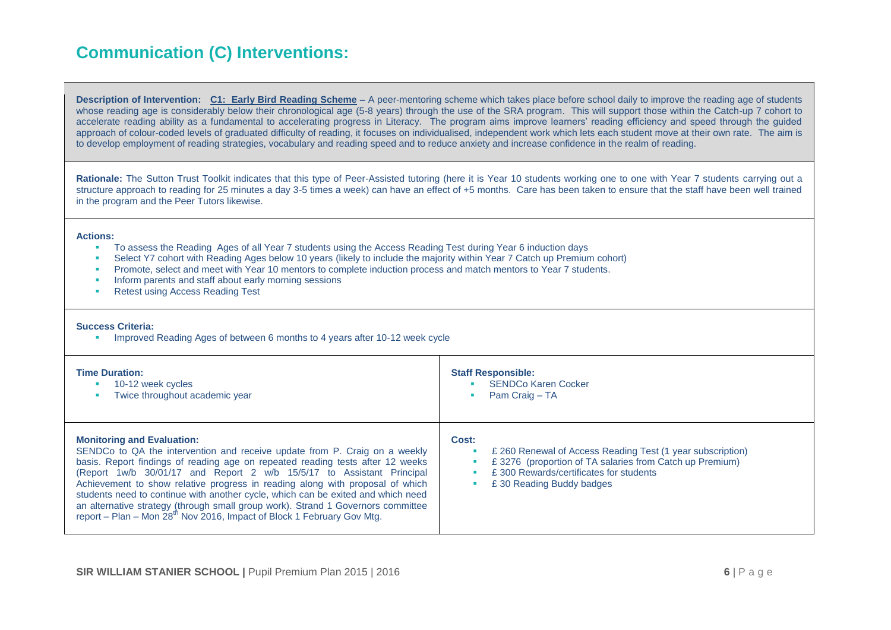## Communication (C) Interventions:

**Description of Intervention:** **C1: Early Bird Reading Scheme –** A peer-mentoring scheme which takes place before school daily to improve the reading age of students whose reading age is considerably below their chronological age (5-8 years) through the use of the SRA program. This will support those within the Catch-up 7 cohort to accelerate reading ability as a fundamental to accelerating progress in Literacy. The program aims improve learners' reading efficiency and speed through the guided approach of colour-coded levels of graduated difficulty of reading, it focuses on individualised, independent work which lets each student move at their own rate. The aim is to develop employment of reading strategies, vocabulary and reading speed and to reduce anxiety and increase confidence in the realm of reading.

**Rationale:** The Sutton Trust Toolkit indicates that this type of Peer-Assisted tutoring (here it is Year 10 students working one to one with Year 7 students carrying out a structure approach to reading for 25 minutes a day 3-5 times a week) can have an effect of +5 months. Care has been taken to ensure that the staff have been well trained in the program and the Peer Tutors likewise.

**Actions:**

- To assess the Reading Ages of all Year 7 students using the Access Reading Test during Year 6 induction days
- Select Y7 cohort with Reading Ages below 10 years (likely to include the majority within Year 7 Catch up Premium cohort)
- Promote, select and meet with Year 10 mentors to complete induction process and match mentors to Year 7 students.
- Inform parents and staff about early morning sessions
- Retest using Access Reading Test

**Success Criteria:**

- Improved Reading Ages of between 6 months to 4 years after 10-12 week cycle

**Time Duration:**

- 10-12 week cycles
- Twice throughout academic year

**Staff Responsible:**

- SENDCo Karen Cocker
- Pam Craig – TA

**Monitoring and Evaluation:**
SENDCo to QA the intervention and receive update from P. Craig on a weekly basis. Report findings of reading age on repeated reading tests after 12 weeks (Report 1w/b 30/01/17 and Report 2 w/b 15/5/17 to Assistant Principal Achievement to show relative progress in reading along with proposal of which students need to continue with another cycle, which can be exited and which need an alternative strategy (through small group work). Strand 1 Governors committee report – Plan – Mon 28th Nov 2016, Impact of Block 1 February Gov Mtg.

**Cost:**

- £ 260 Renewal of Access Reading Test (1 year subscription)
- £ 3276 (proportion of TA salaries from Catch up Premium)
- £ 300 Rewards/certificates for students
- £ 30 Reading Buddy badges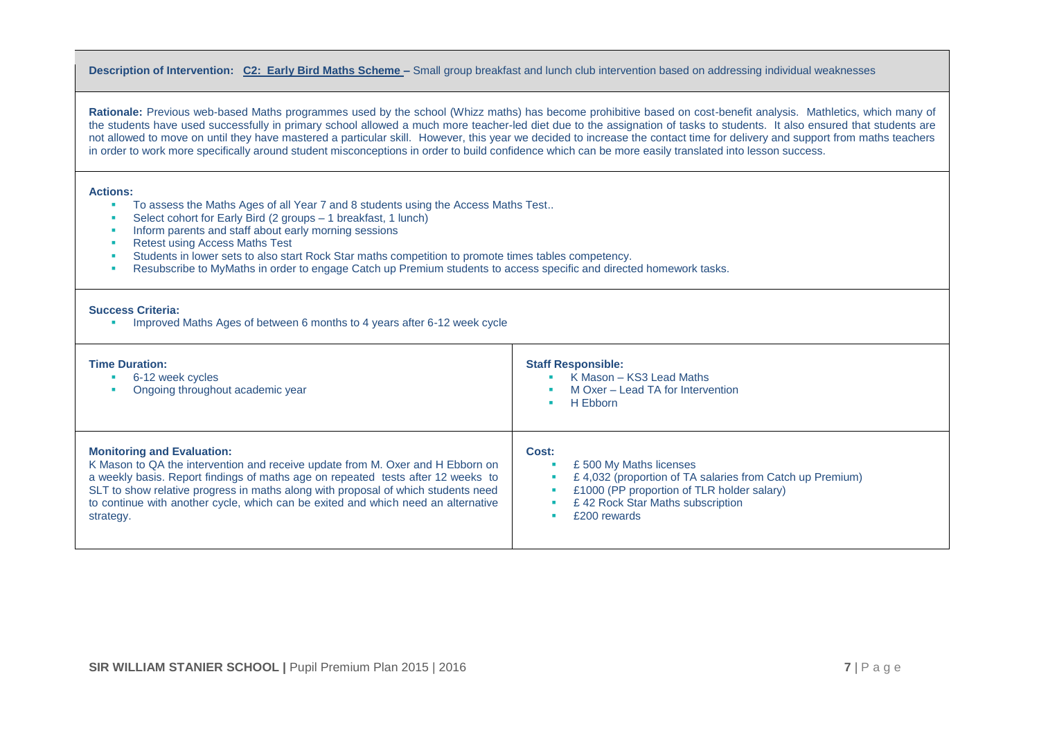**Description of Intervention:** **C2: Early Bird Maths Scheme –** Small group breakfast and lunch club intervention based on addressing individual weaknesses

**Rationale:** Previous web-based Maths programmes used by the school (Whizz maths) has become prohibitive based on cost-benefit analysis. Mathletics, which many of the students have used successfully in primary school allowed a much more teacher-led diet due to the assignation of tasks to students. It also ensured that students are not allowed to move on until they have mastered a particular skill. However, this year we decided to increase the contact time for delivery and support from maths teachers in order to work more specifically around student misconceptions in order to build confidence which can be more easily translated into lesson success.

**Actions:**

- To assess the Maths Ages of all Year 7 and 8 students using the Access Maths Test..
- Select cohort for Early Bird (2 groups – 1 breakfast, 1 lunch)
- Inform parents and staff about early morning sessions
- Retest using Access Maths Test
- Students in lower sets to also start Rock Star maths competition to promote times tables competency.
- Resubscribe to MyMaths in order to engage Catch up Premium students to access specific and directed homework tasks.

**Success Criteria:**

- Improved Maths Ages of between 6 months to 4 years after 6-12 week cycle

**Time Duration:**

- 6-12 week cycles
- Ongoing throughout academic year

**Staff Responsible:**

- K Mason – KS3 Lead Maths
- M Oxer – Lead TA for Intervention
- H Ebborn

**Monitoring and Evaluation:**

K Mason to QA the intervention and receive update from M. Oxer and H Ebborn on a weekly basis. Report findings of maths age on repeated tests after 12 weeks to SLT to show relative progress in maths along with proposal of which students need to continue with another cycle, which can be exited and which need an alternative strategy.

**Cost:**

- £ 500 My Maths licenses
- £ 4,032 (proportion of TA salaries from Catch up Premium)
- £1000 (PP proportion of TLR holder salary)
- £ 42 Rock Star Maths subscription
- £200 rewards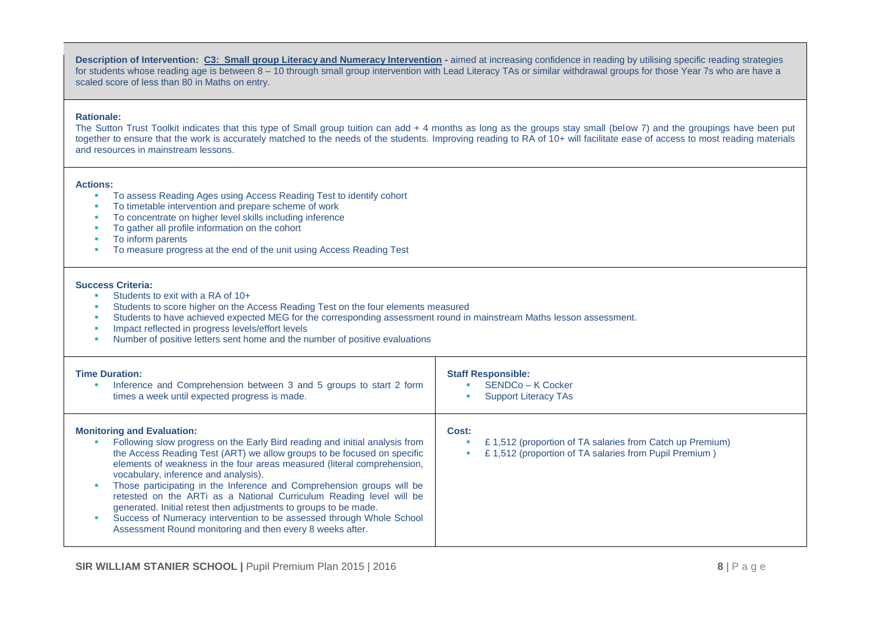**Description of Intervention:** **C3: Small group Literacy and Numeracy Intervention -** aimed at increasing confidence in reading by utilising specific reading strategies for students whose reading age is between 8 – 10 through small group intervention with Lead Literacy TAs or similar withdrawal groups for those Year 7s who are have a scaled score of less than 80 in Maths on entry.

**Rationale:**

The Sutton Trust Toolkit indicates that this type of Small group tuition can add + 4 months as long as the groups stay small (below 7) and the groupings have been put together to ensure that the work is accurately matched to the needs of the students. Improving reading to RA of 10+ will facilitate ease of access to most reading materials and resources in mainstream lessons.

**Actions:**

- To assess Reading Ages using Access Reading Test to identify cohort
- To timetable intervention and prepare scheme of work
- To concentrate on higher level skills including inference
- To gather all profile information on the cohort
- To inform parents
- To measure progress at the end of the unit using Access Reading Test

**Success Criteria:**

- Students to exit with a RA of 10+
- Students to score higher on the Access Reading Test on the four elements measured
- Students to have achieved expected MEG for the corresponding assessment round in mainstream Maths lesson assessment.
- Impact reflected in progress levels/effort levels
- Number of positive letters sent home and the number of positive evaluations

**Time Duration:**

- Inference and Comprehension between 3 and 5 groups to start 2 form times a week until expected progress is made.

**Staff Responsible:**

- SENDCo – K Cocker
- Support Literacy TAs

**Monitoring and Evaluation:**

- Following slow progress on the Early Bird reading and initial analysis from the Access Reading Test (ART) we allow groups to be focused on specific elements of weakness in the four areas measured (literal comprehension, vocabulary, inference and analysis).
- Those participating in the Inference and Comprehension groups will be retested on the ARTi as a National Curriculum Reading level will be generated. Initial retest then adjustments to groups to be made.
- Success of Numeracy intervention to be assessed through Whole School Assessment Round monitoring and then every 8 weeks after.

**Cost:**

- £ 1,512 (proportion of TA salaries from Catch up Premium)
- £ 1,512 (proportion of TA salaries from Pupil Premium )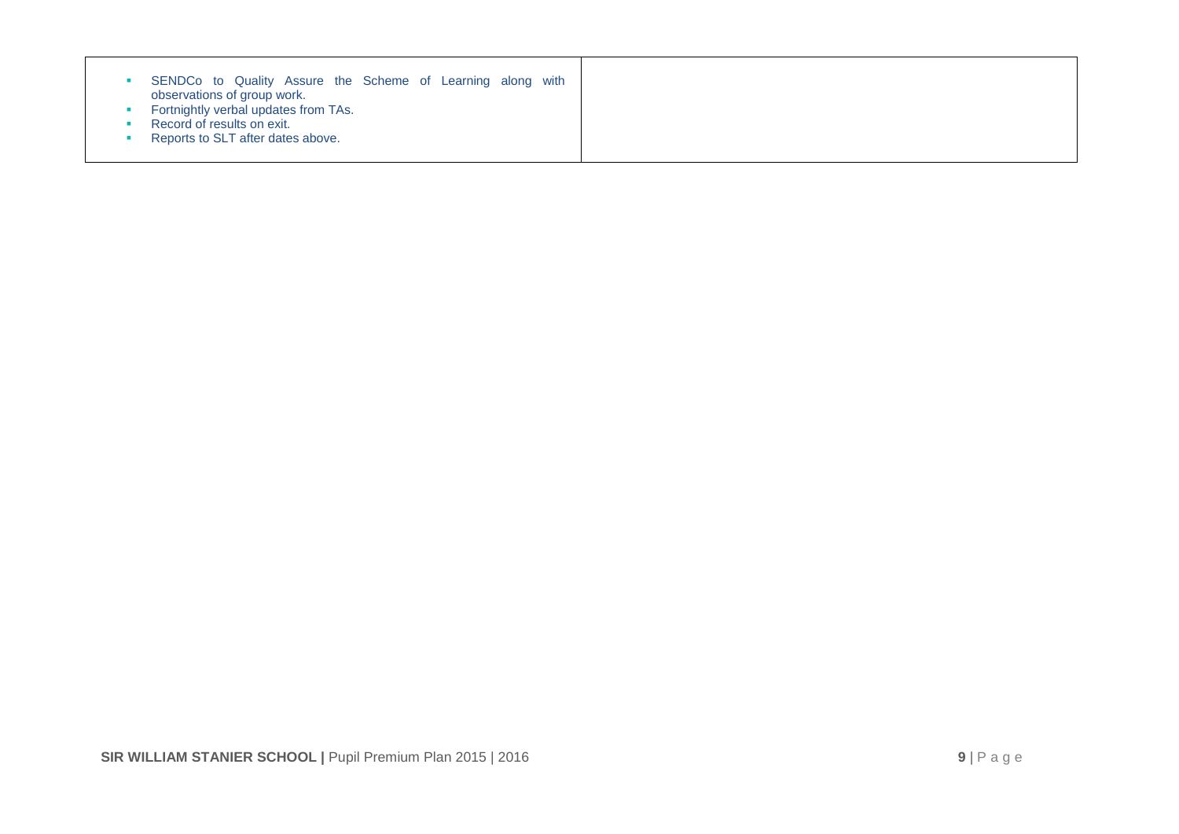| | |
|---|---|
| <ul><li>SENDCo to Quality Assure the Scheme of Learning along with observations of group work.</li><li>Fortnightly verbal updates from TAs.</li><li>Record of results on exit.</li><li>Reports to SLT after dates above.</li></ul> | |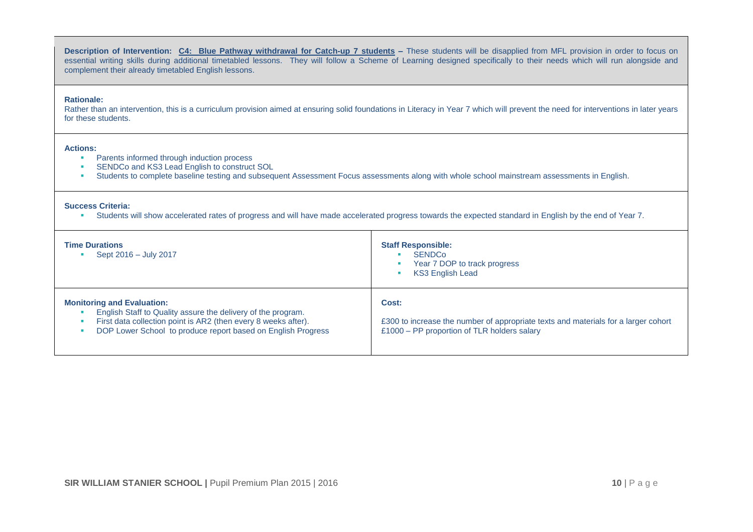**Description of Intervention:** **C4: Blue Pathway withdrawal for Catch-up 7 students –** These students will be disapplied from MFL provision in order to focus on essential writing skills during additional timetabled lessons. They will follow a Scheme of Learning designed specifically to their needs which will run alongside and complement their already timetabled English lessons.

**Rationale:**
Rather than an intervention, this is a curriculum provision aimed at ensuring solid foundations in Literacy in Year 7 which will prevent the need for interventions in later years for these students.

**Actions:**

- Parents informed through induction process
- SENDCo and KS3 Lead English to construct SOL
- Students to complete baseline testing and subsequent Assessment Focus assessments along with whole school mainstream assessments in English.

**Success Criteria:**

- Students will show accelerated rates of progress and will have made accelerated progress towards the expected standard in English by the end of Year 7.

| **Time Durations** | **Staff Responsible:** |
|---|---|
| Sept 2016 – July 2017 | SENDCo<br>Year 7 DOP to track progress<br>KS3 English Lead |

| **Monitoring and Evaluation:** | **Cost:** |
|---|---|
| English Staff to Quality assure the delivery of the program.<br>First data collection point is AR2 (then every 8 weeks after).<br>DOP Lower School to produce report based on English Progress | £300 to increase the number of appropriate texts and materials for a larger cohort<br>£1000 – PP proportion of TLR holders salary |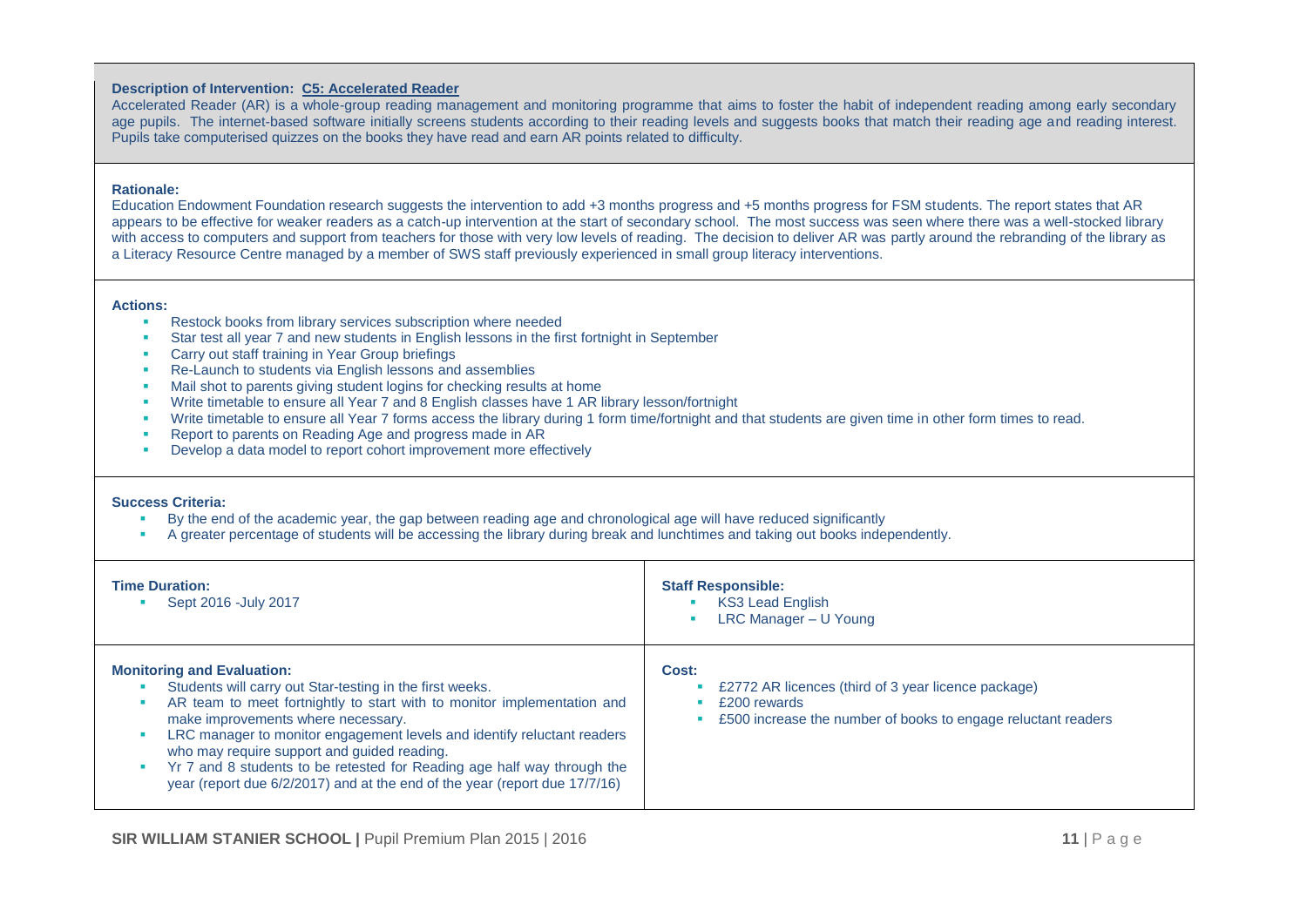**Description of Intervention: C5: Accelerated Reader**

Accelerated Reader (AR) is a whole-group reading management and monitoring programme that aims to foster the habit of independent reading among early secondary age pupils. The internet-based software initially screens students according to their reading levels and suggests books that match their reading age and reading interest. Pupils take computerised quizzes on the books they have read and earn AR points related to difficulty.

**Rationale:**

Education Endowment Foundation research suggests the intervention to add +3 months progress and +5 months progress for FSM students. The report states that AR appears to be effective for weaker readers as a catch-up intervention at the start of secondary school. The most success was seen where there was a well-stocked library with access to computers and support from teachers for those with very low levels of reading. The decision to deliver AR was partly around the rebranding of the library as a Literacy Resource Centre managed by a member of SWS staff previously experienced in small group literacy interventions.

**Actions:**

- Restock books from library services subscription where needed
- Star test all year 7 and new students in English lessons in the first fortnight in September
- Carry out staff training in Year Group briefings
- Re-Launch to students via English lessons and assemblies
- Mail shot to parents giving student logins for checking results at home
- Write timetable to ensure all Year 7 and 8 English classes have 1 AR library lesson/fortnight
- Write timetable to ensure all Year 7 forms access the library during 1 form time/fortnight and that students are given time in other form times to read.
- Report to parents on Reading Age and progress made in AR
- Develop a data model to report cohort improvement more effectively

**Success Criteria:**

- By the end of the academic year, the gap between reading age and chronological age will have reduced significantly
- A greater percentage of students will be accessing the library during break and lunchtimes and taking out books independently.

**Time Duration:**

- Sept 2016 -July 2017

**Staff Responsible:**

- KS3 Lead English
- LRC Manager – U Young

**Monitoring and Evaluation:**

- Students will carry out Star-testing in the first weeks.
- AR team to meet fortnightly to start with to monitor implementation and make improvements where necessary.
- LRC manager to monitor engagement levels and identify reluctant readers who may require support and guided reading.
- Yr 7 and 8 students to be retested for Reading age half way through the year (report due 6/2/2017) and at the end of the year (report due 17/7/16)

**Cost:**

- £2772 AR licences (third of 3 year licence package)
- £200 rewards
- £500 increase the number of books to engage reluctant readers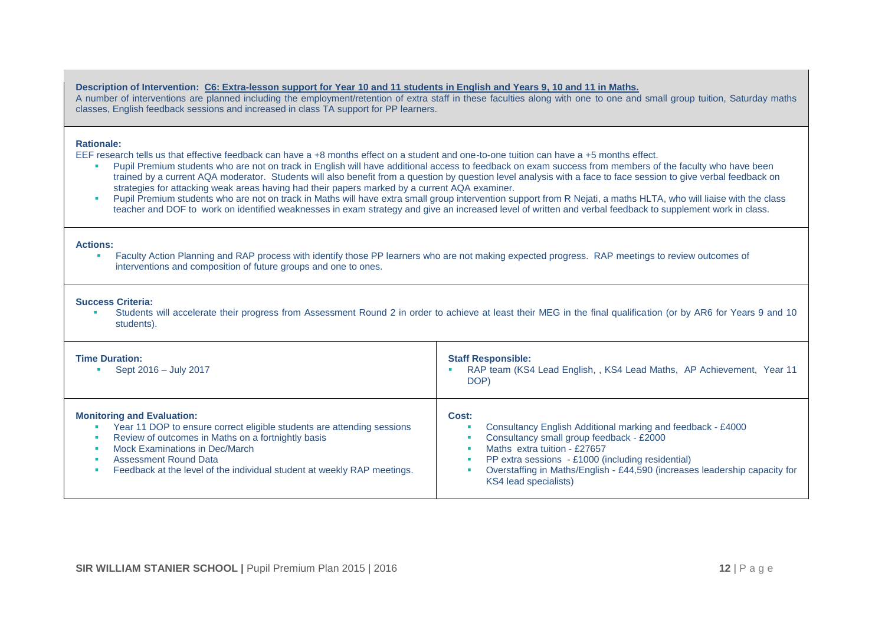**Description of Intervention:** **C6: Extra-lesson support for Year 10 and 11 students in English and Years 9, 10 and 11 in Maths.**
A number of interventions are planned including the employment/retention of extra staff in these faculties along with one to one and small group tuition, Saturday maths classes, English feedback sessions and increased in class TA support for PP learners.

**Rationale:**
EEF research tells us that effective feedback can have a +8 months effect on a student and one-to-one tuition can have a +5 months effect.

- Pupil Premium students who are not on track in English will have additional access to feedback on exam success from members of the faculty who have been trained by a current AQA moderator. Students will also benefit from a question by question level analysis with a face to face session to give verbal feedback on strategies for attacking weak areas having had their papers marked by a current AQA examiner.
- Pupil Premium students who are not on track in Maths will have extra small group intervention support from R Nejati, a maths HLTA, who will liaise with the class teacher and DOF to work on identified weaknesses in exam strategy and give an increased level of written and verbal feedback to supplement work in class.

**Actions:**

- Faculty Action Planning and RAP process with identify those PP learners who are not making expected progress. RAP meetings to review outcomes of interventions and composition of future groups and one to ones.

**Success Criteria:**

- Students will accelerate their progress from Assessment Round 2 in order to achieve at least their MEG in the final qualification (or by AR6 for Years 9 and 10 students).

**Time Duration:**

- Sept 2016 – July 2017

**Staff Responsible:**

- RAP team (KS4 Lead English, , KS4 Lead Maths, AP Achievement, Year 11 DOP)

**Monitoring and Evaluation:**

- Year 11 DOP to ensure correct eligible students are attending sessions
- Review of outcomes in Maths on a fortnightly basis
- Mock Examinations in Dec/March
- Assessment Round Data
- Feedback at the level of the individual student at weekly RAP meetings.

**Cost:**

- Consultancy English Additional marking and feedback - £4000
- Consultancy small group feedback - £2000
- Maths extra tuition - £27657
- PP extra sessions - £1000 (including residential)
- Overstaffing in Maths/English - £44,590 (increases leadership capacity for KS4 lead specialists)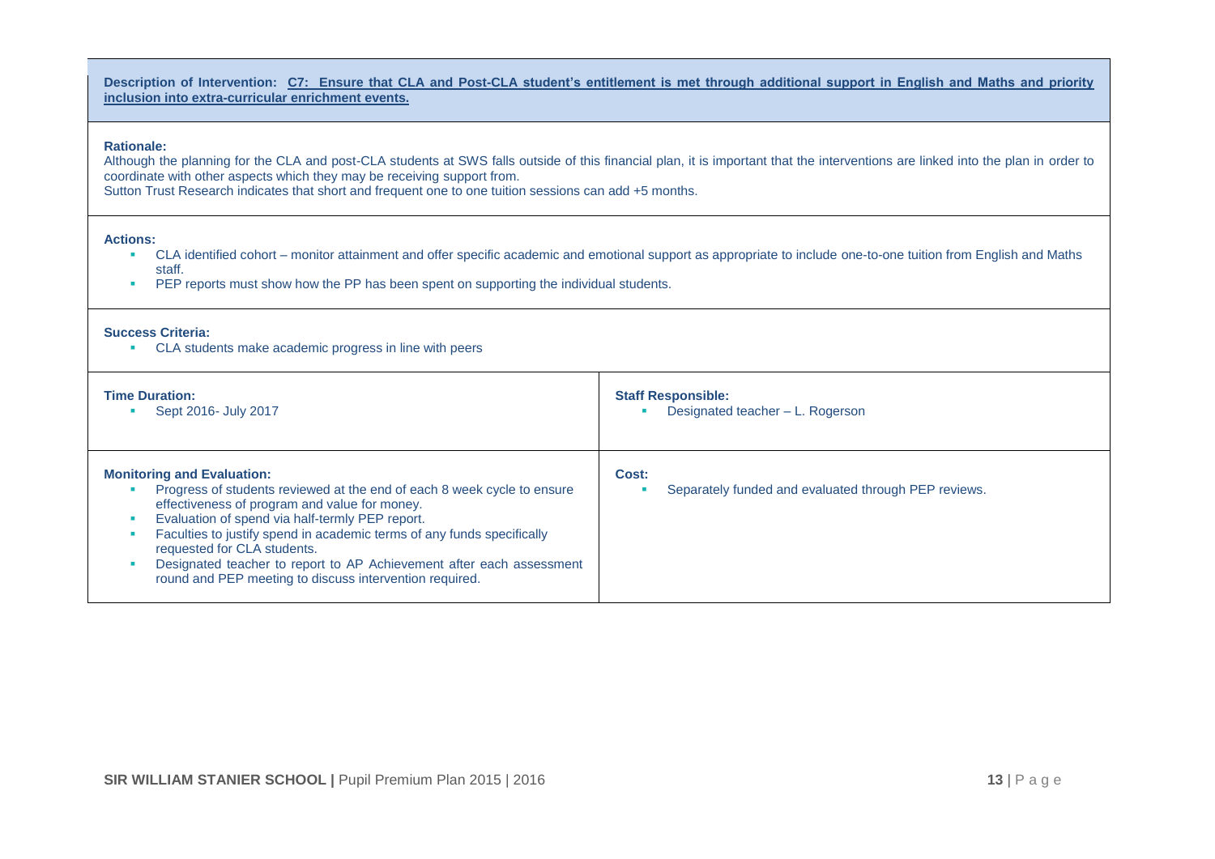**Description of Intervention:** **C7: Ensure that CLA and Post-CLA student's entitlement is met through additional support in English and Maths and priority inclusion into extra-curricular enrichment events.**

**Rationale:**

Although the planning for the CLA and post-CLA students at SWS falls outside of this financial plan, it is important that the interventions are linked into the plan in order to coordinate with other aspects which they may be receiving support from.

Sutton Trust Research indicates that short and frequent one to one tuition sessions can add +5 months.

**Actions:**

- CLA identified cohort – monitor attainment and offer specific academic and emotional support as appropriate to include one-to-one tuition from English and Maths staff.
- PEP reports must show how the PP has been spent on supporting the individual students.

**Success Criteria:**

- CLA students make academic progress in line with peers

**Time Duration:**

- Sept 2016- July 2017

**Staff Responsible:**

- Designated teacher – L. Rogerson

**Monitoring and Evaluation:**

- Progress of students reviewed at the end of each 8 week cycle to ensure effectiveness of program and value for money.
- Evaluation of spend via half-termly PEP report.
- Faculties to justify spend in academic terms of any funds specifically requested for CLA students.
- Designated teacher to report to AP Achievement after each assessment round and PEP meeting to discuss intervention required.

**Cost:**

- Separately funded and evaluated through PEP reviews.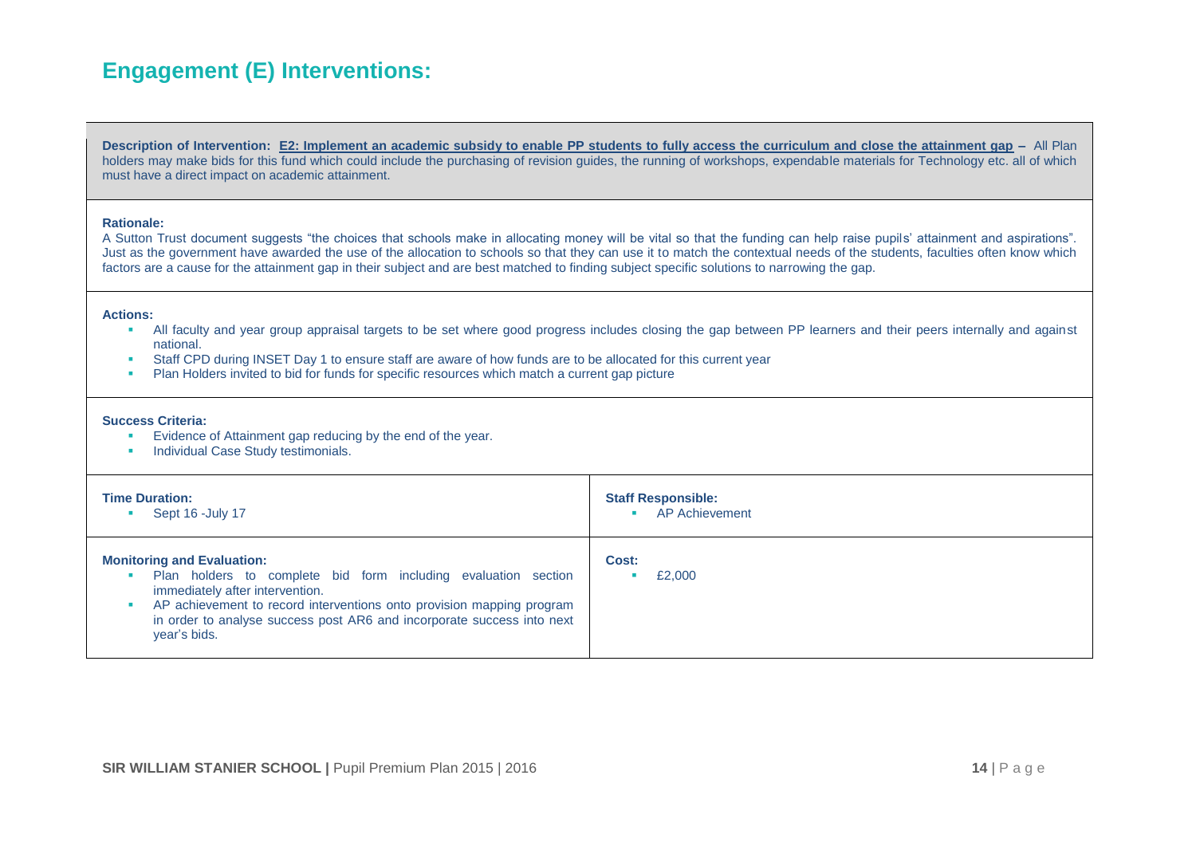## Engagement (E) Interventions:

**Description of Intervention:** **E2: Implement an academic subsidy to enable PP students to fully access the curriculum and close the attainment gap –** All Plan holders may make bids for this fund which could include the purchasing of revision guides, the running of workshops, expendable materials for Technology etc. all of which must have a direct impact on academic attainment.

**Rationale:**
A Sutton Trust document suggests "the choices that schools make in allocating money will be vital so that the funding can help raise pupils' attainment and aspirations". Just as the government have awarded the use of the allocation to schools so that they can use it to match the contextual needs of the students, faculties often know which factors are a cause for the attainment gap in their subject and are best matched to finding subject specific solutions to narrowing the gap.

**Actions:**

- All faculty and year group appraisal targets to be set where good progress includes closing the gap between PP learners and their peers internally and against national.
- Staff CPD during INSET Day 1 to ensure staff are aware of how funds are to be allocated for this current year
- Plan Holders invited to bid for funds for specific resources which match a current gap picture

**Success Criteria:**

- Evidence of Attainment gap reducing by the end of the year.
- Individual Case Study testimonials.

| **Time Duration:** | **Staff Responsible:** |
|---|---|
| Sept 16 -July 17 | AP Achievement |
| **Monitoring and Evaluation:**<br>- Plan holders to complete bid form including evaluation section immediately after intervention.<br>- AP achievement to record interventions onto provision mapping program in order to analyse success post AR6 and incorporate success into next year's bids. | **Cost:**<br>- £2,000 |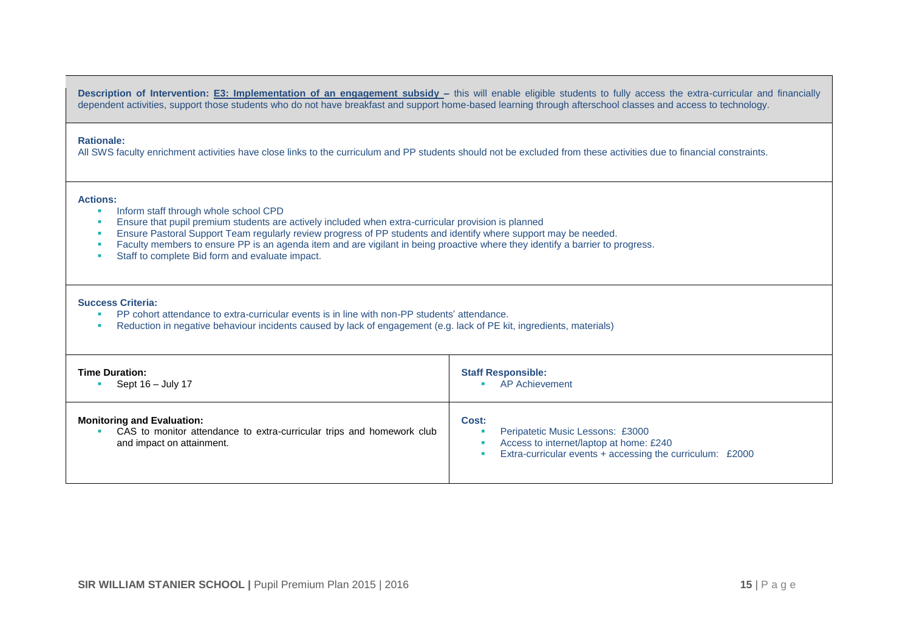**Description of Intervention:** **E3: Implementation of an engagement subsidy** – this will enable eligible students to fully access the extra-curricular and financially dependent activities, support those students who do not have breakfast and support home-based learning through afterschool classes and access to technology.

**Rationale:**

All SWS faculty enrichment activities have close links to the curriculum and PP students should not be excluded from these activities due to financial constraints.

**Actions:**

- Inform staff through whole school CPD
- Ensure that pupil premium students are actively included when extra-curricular provision is planned
- Ensure Pastoral Support Team regularly review progress of PP students and identify where support may be needed.
- Faculty members to ensure PP is an agenda item and are vigilant in being proactive where they identify a barrier to progress.
- Staff to complete Bid form and evaluate impact.

**Success Criteria:**

- PP cohort attendance to extra-curricular events is in line with non-PP students' attendance.
- Reduction in negative behaviour incidents caused by lack of engagement (e.g. lack of PE kit, ingredients, materials)

| **Time Duration:** | **Staff Responsible:** |
|---|---|
| Sept 16 – July 17 | AP Achievement |
| **Monitoring and Evaluation:**<br>- CAS to monitor attendance to extra-curricular trips and homework club and impact on attainment. | **Cost:**<br>- Peripatetic Music Lessons: £3000<br>- Access to internet/laptop at home: £240<br>- Extra-curricular events + accessing the curriculum: £2000 |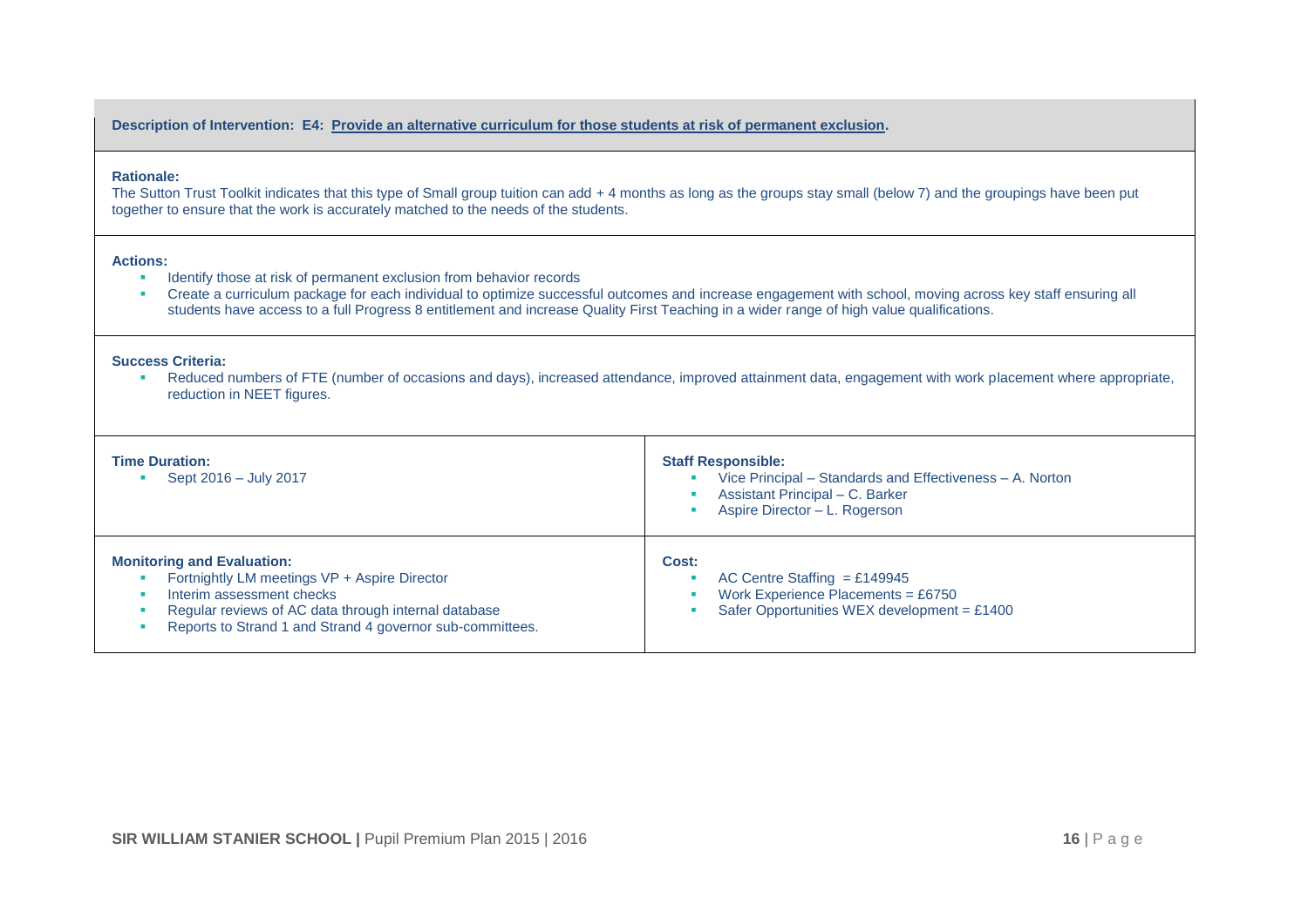**Description of Intervention: E4: Provide an alternative curriculum for those students at risk of permanent exclusion.**

**Rationale:**
The Sutton Trust Toolkit indicates that this type of Small group tuition can add + 4 months as long as the groups stay small (below 7) and the groupings have been put together to ensure that the work is accurately matched to the needs of the students.

**Actions:**

- Identify those at risk of permanent exclusion from behavior records
- Create a curriculum package for each individual to optimize successful outcomes and increase engagement with school, moving across key staff ensuring all students have access to a full Progress 8 entitlement and increase Quality First Teaching in a wider range of high value qualifications.

**Success Criteria:**

- Reduced numbers of FTE (number of occasions and days), increased attendance, improved attainment data, engagement with work placement where appropriate, reduction in NEET figures.

| **Time Duration:** | **Staff Responsible:** |
|---|---|
| Sept 2016 – July 2017 | Vice Principal – Standards and Effectiveness – A. Norton<br>Assistant Principal – C. Barker<br>Aspire Director – L. Rogerson |

| **Monitoring and Evaluation:** | **Cost:** |
|---|---|
| Fortnightly LM meetings VP + Aspire Director<br>Interim assessment checks<br>Regular reviews of AC data through internal database<br>Reports to Strand 1 and Strand 4 governor sub-committees. | AC Centre Staffing = £149945<br>Work Experience Placements = £6750<br>Safer Opportunities WEX development = £1400 |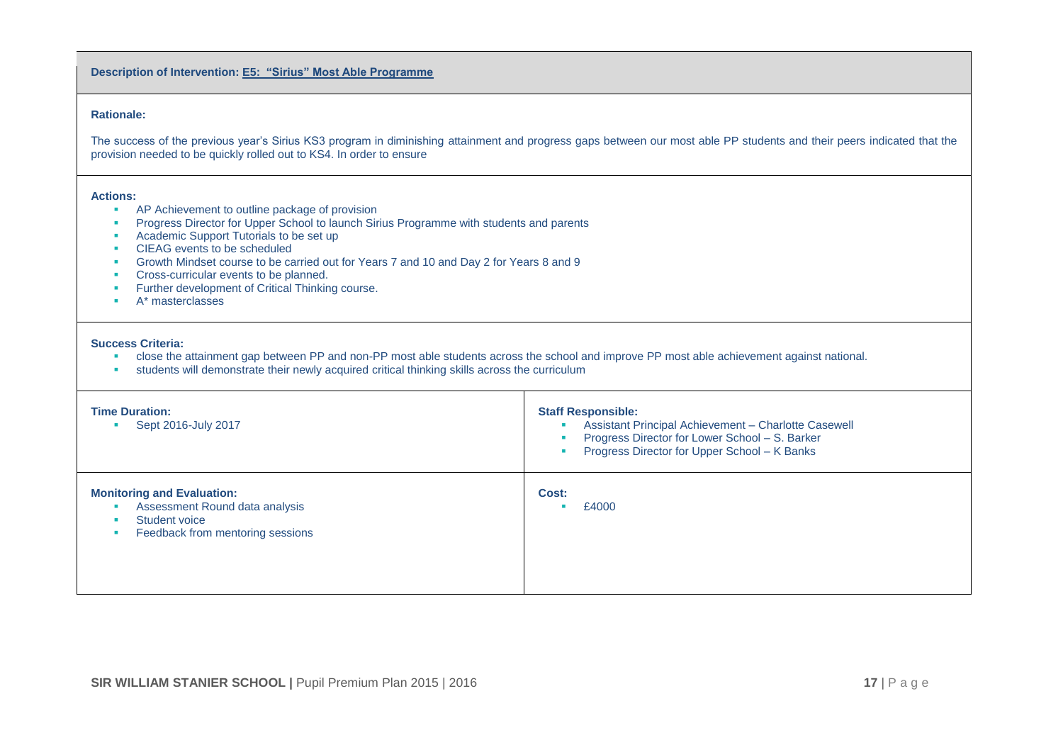**Description of Intervention: E5: "Sirius" Most Able Programme**

**Rationale:**

The success of the previous year's Sirius KS3 program in diminishing attainment and progress gaps between our most able PP students and their peers indicated that the provision needed to be quickly rolled out to KS4. In order to ensure

**Actions:**

- AP Achievement to outline package of provision
- Progress Director for Upper School to launch Sirius Programme with students and parents
- Academic Support Tutorials to be set up
- CIEAG events to be scheduled
- Growth Mindset course to be carried out for Years 7 and 10 and Day 2 for Years 8 and 9
- Cross-curricular events to be planned.
- Further development of Critical Thinking course.
- A* masterclasses

**Success Criteria:**

- close the attainment gap between PP and non-PP most able students across the school and improve PP most able achievement against national.
- students will demonstrate their newly acquired critical thinking skills across the curriculum

**Time Duration:**

- Sept 2016-July 2017

**Staff Responsible:**

- Assistant Principal Achievement – Charlotte Casewell
- Progress Director for Lower School – S. Barker
- Progress Director for Upper School – K Banks

**Monitoring and Evaluation:**

- Assessment Round data analysis
- Student voice
- Feedback from mentoring sessions

**Cost:**

- £4000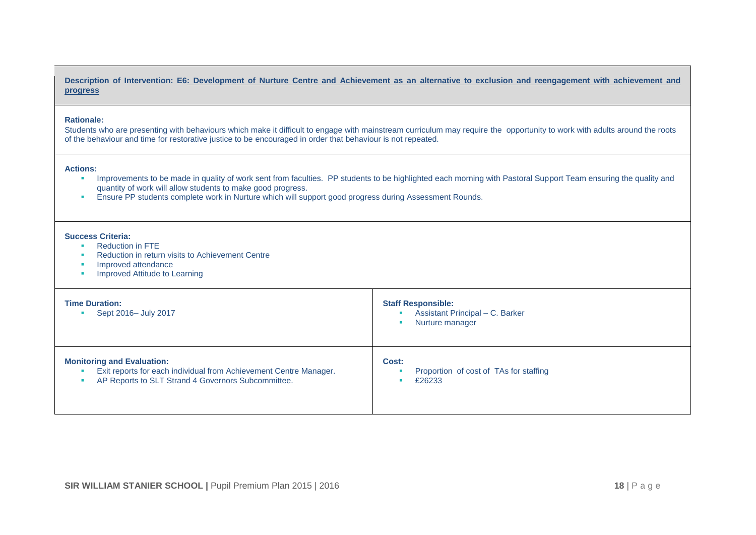**Description of Intervention: E6: Development of Nurture Centre and Achievement as an alternative to exclusion and reengagement with achievement and progress**

**Rationale:**
Students who are presenting with behaviours which make it difficult to engage with mainstream curriculum may require the opportunity to work with adults around the roots of the behaviour and time for restorative justice to be encouraged in order that behaviour is not repeated.

**Actions:**

- Improvements to be made in quality of work sent from faculties. PP students to be highlighted each morning with Pastoral Support Team ensuring the quality and quantity of work will allow students to make good progress.
- Ensure PP students complete work in Nurture which will support good progress during Assessment Rounds.

**Success Criteria:**

- Reduction in FTE
- Reduction in return visits to Achievement Centre
- Improved attendance
- Improved Attitude to Learning

| **Time Duration:** | **Staff Responsible:** |
|---|---|
| Sept 2016– July 2017 | Assistant Principal – C. Barker<br>Nurture manager |
| **Monitoring and Evaluation:** | **Cost:** |
| Exit reports for each individual from Achievement Centre Manager.<br>AP Reports to SLT Strand 4 Governors Subcommittee. | Proportion of cost of TAs for staffing<br>£26233 |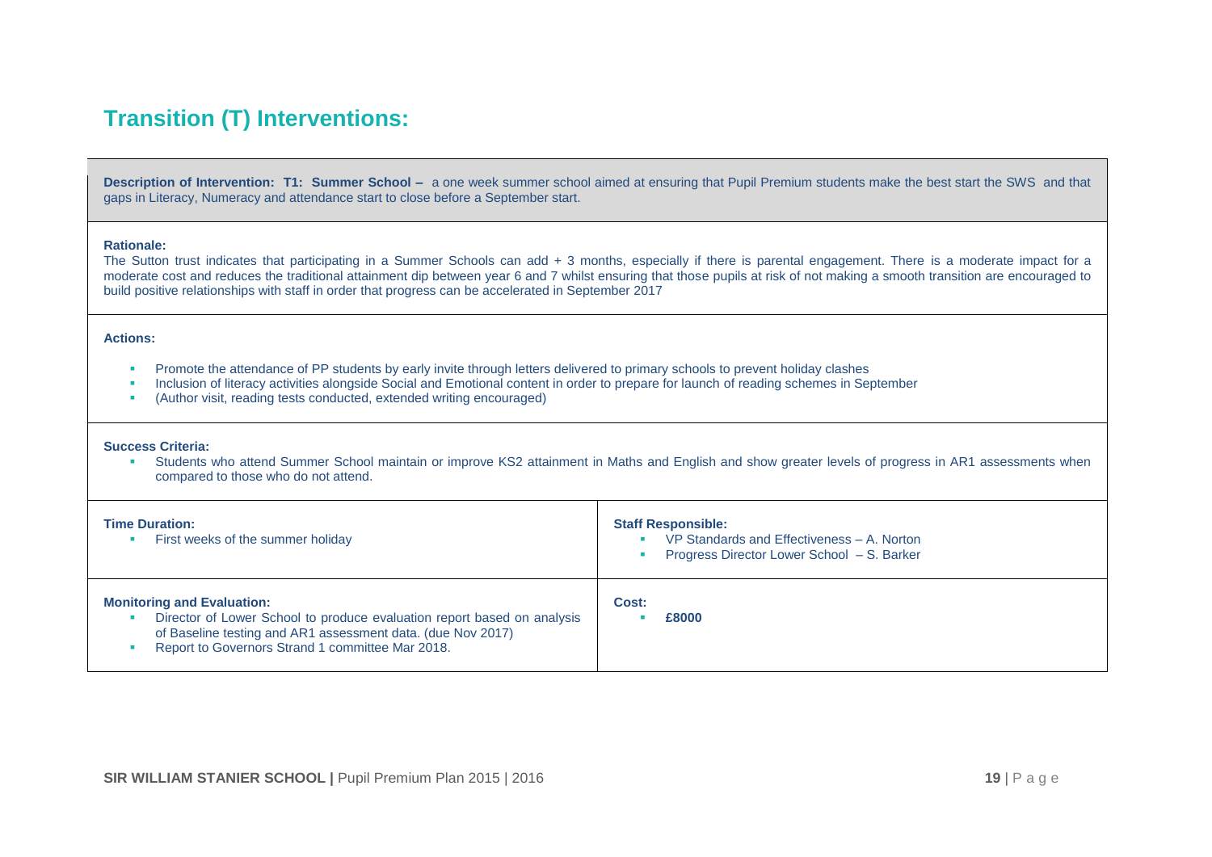## Transition (T) Interventions:

**Description of Intervention: T1: Summer School –** a one week summer school aimed at ensuring that Pupil Premium students make the best start the SWS and that gaps in Literacy, Numeracy and attendance start to close before a September start.

**Rationale:**
The Sutton trust indicates that participating in a Summer Schools can add + 3 months, especially if there is parental engagement. There is a moderate impact for a moderate cost and reduces the traditional attainment dip between year 6 and 7 whilst ensuring that those pupils at risk of not making a smooth transition are encouraged to build positive relationships with staff in order that progress can be accelerated in September 2017

**Actions:**

- Promote the attendance of PP students by early invite through letters delivered to primary schools to prevent holiday clashes
- Inclusion of literacy activities alongside Social and Emotional content in order to prepare for launch of reading schemes in September
- (Author visit, reading tests conducted, extended writing encouraged)

**Success Criteria:**

- Students who attend Summer School maintain or improve KS2 attainment in Maths and English and show greater levels of progress in AR1 assessments when compared to those who do not attend.

**Time Duration:**

- First weeks of the summer holiday

**Staff Responsible:**

- VP Standards and Effectiveness – A. Norton
- Progress Director Lower School – S. Barker

**Monitoring and Evaluation:**

- Director of Lower School to produce evaluation report based on analysis of Baseline testing and AR1 assessment data. (due Nov 2017)
- Report to Governors Strand 1 committee Mar 2018.

**Cost:**

- **£8000**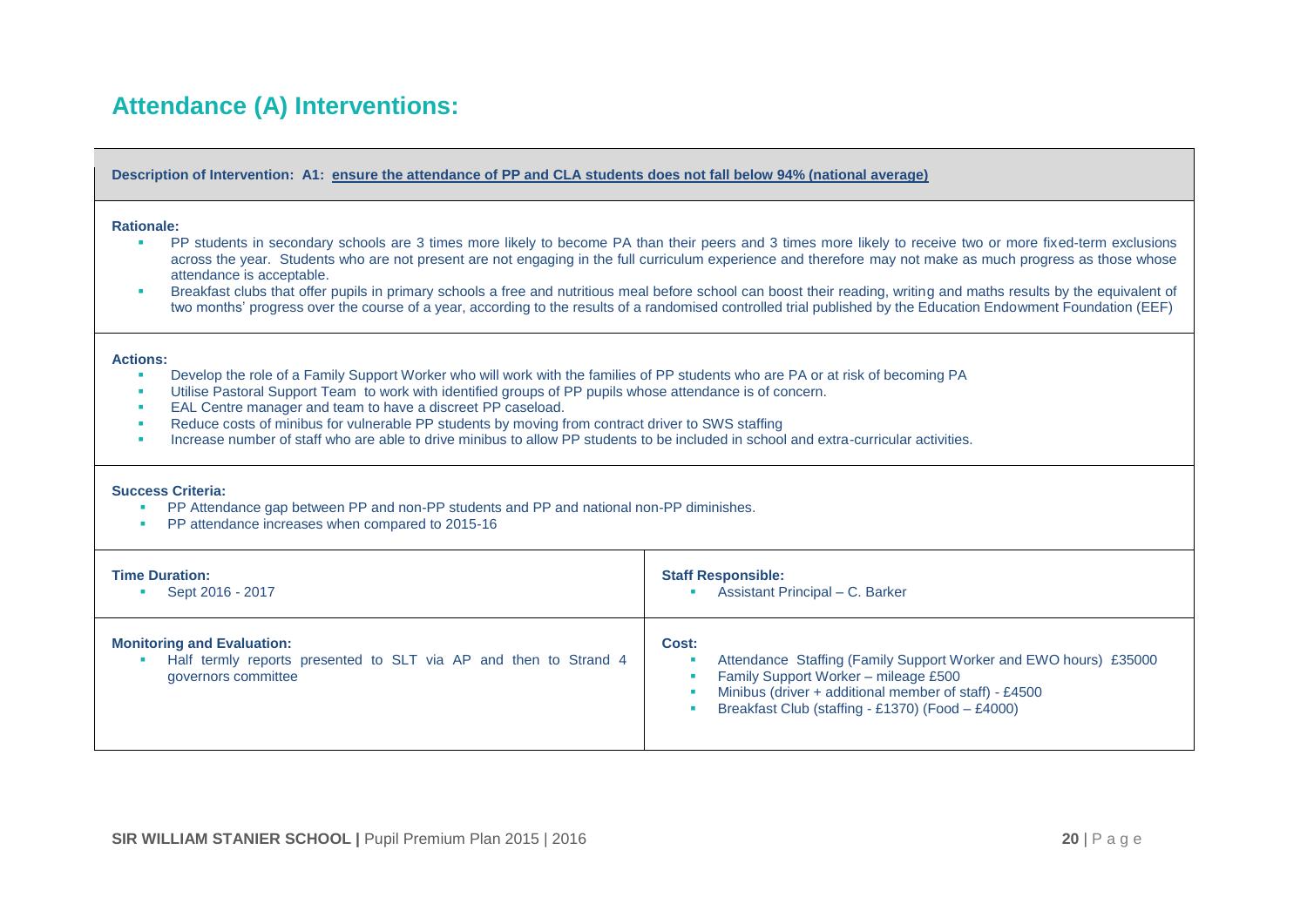## Attendance (A) Interventions:

**Description of Intervention: A1: ensure the attendance of PP and CLA students does not fall below 94% (national average)**

**Rationale:**

- PP students in secondary schools are 3 times more likely to become PA than their peers and 3 times more likely to receive two or more fixed-term exclusions across the year. Students who are not present are not engaging in the full curriculum experience and therefore may not make as much progress as those whose attendance is acceptable.
- Breakfast clubs that offer pupils in primary schools a free and nutritious meal before school can boost their reading, writing and maths results by the equivalent of two months' progress over the course of a year, according to the results of a randomised controlled trial published by the Education Endowment Foundation (EEF)

**Actions:**

- Develop the role of a Family Support Worker who will work with the families of PP students who are PA or at risk of becoming PA
- Utilise Pastoral Support Team to work with identified groups of PP pupils whose attendance is of concern.
- EAL Centre manager and team to have a discreet PP caseload.
- Reduce costs of minibus for vulnerable PP students by moving from contract driver to SWS staffing
- Increase number of staff who are able to drive minibus to allow PP students to be included in school and extra-curricular activities.

**Success Criteria:**

- PP Attendance gap between PP and non-PP students and PP and national non-PP diminishes.
- PP attendance increases when compared to 2015-16

| | |
|---|---|
| **Time Duration:**<br>- Sept 2016 - 2017 | **Staff Responsible:**<br>- Assistant Principal – C. Barker |
| **Monitoring and Evaluation:**<br>- Half termly reports presented to SLT via AP and then to Strand 4 governors committee | **Cost:**<br>- Attendance Staffing (Family Support Worker and EWO hours) £35000<br>- Family Support Worker – mileage £500<br>- Minibus (driver + additional member of staff) - £4500<br>- Breakfast Club (staffing - £1370) (Food – £4000) |